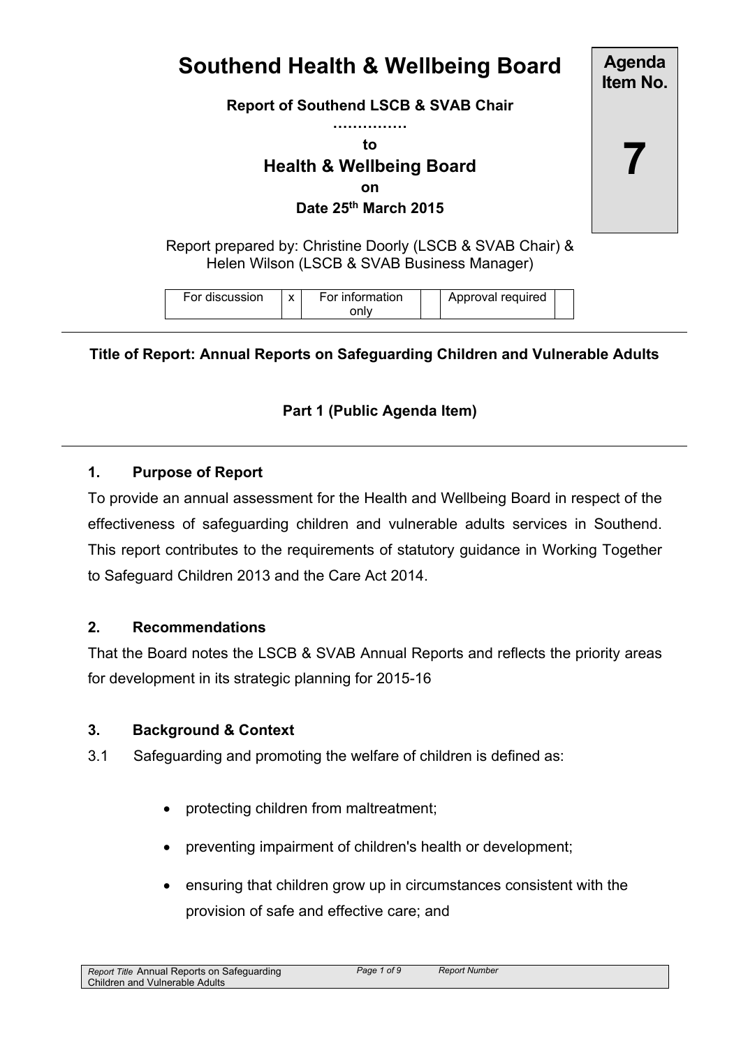# Southend Health & Wellbeing Board

**Agenda Item No.**

**7**

**Report of Southend LSCB & SVAB Chair**

**……………**

**to**

## Health & Wellbeing Board

**on**

**Date 25th March 2015**

Report prepared by: Christine Doorly (LSCB & SVAB Chair) & Helen Wilson (LSCB & SVAB Business Manager)

| For discussion | x | For information only | | Approval required | |
|---|---|---|---|---|---|

**Title of Report: Annual Reports on Safeguarding Children and Vulnerable Adults**

**Part 1 (Public Agenda Item)**

### 1. Purpose of Report

To provide an annual assessment for the Health and Wellbeing Board in respect of the effectiveness of safeguarding children and vulnerable adults services in Southend. This report contributes to the requirements of statutory guidance in Working Together to Safeguard Children 2013 and the Care Act 2014.

### 2. Recommendations

That the Board notes the LSCB & SVAB Annual Reports and reflects the priority areas for development in its strategic planning for 2015-16

### 3. Background & Context

3.1 Safeguarding and promoting the welfare of children is defined as:

- protecting children from maltreatment;
- preventing impairment of children's health or development;
- ensuring that children grow up in circumstances consistent with the provision of safe and effective care; and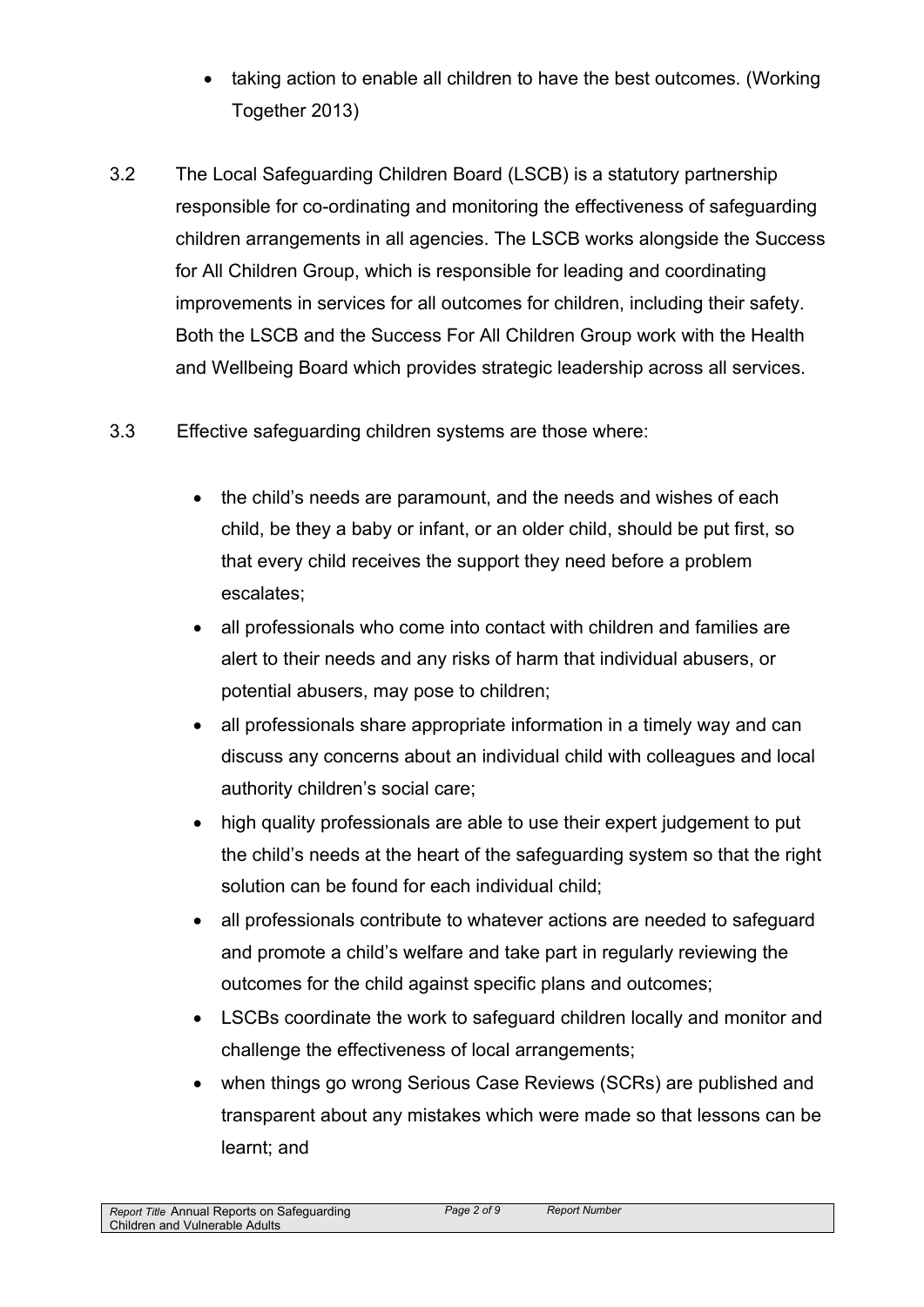- taking action to enable all children to have the best outcomes. (Working Together 2013)

3.2 The Local Safeguarding Children Board (LSCB) is a statutory partnership responsible for co-ordinating and monitoring the effectiveness of safeguarding children arrangements in all agencies. The LSCB works alongside the Success for All Children Group, which is responsible for leading and coordinating improvements in services for all outcomes for children, including their safety. Both the LSCB and the Success For All Children Group work with the Health and Wellbeing Board which provides strategic leadership across all services.

3.3 Effective safeguarding children systems are those where:

- the child's needs are paramount, and the needs and wishes of each child, be they a baby or infant, or an older child, should be put first, so that every child receives the support they need before a problem escalates;
- all professionals who come into contact with children and families are alert to their needs and any risks of harm that individual abusers, or potential abusers, may pose to children;
- all professionals share appropriate information in a timely way and can discuss any concerns about an individual child with colleagues and local authority children's social care;
- high quality professionals are able to use their expert judgement to put the child's needs at the heart of the safeguarding system so that the right solution can be found for each individual child;
- all professionals contribute to whatever actions are needed to safeguard and promote a child's welfare and take part in regularly reviewing the outcomes for the child against specific plans and outcomes;
- LSCBs coordinate the work to safeguard children locally and monitor and challenge the effectiveness of local arrangements;
- when things go wrong Serious Case Reviews (SCRs) are published and transparent about any mistakes which were made so that lessons can be learnt; and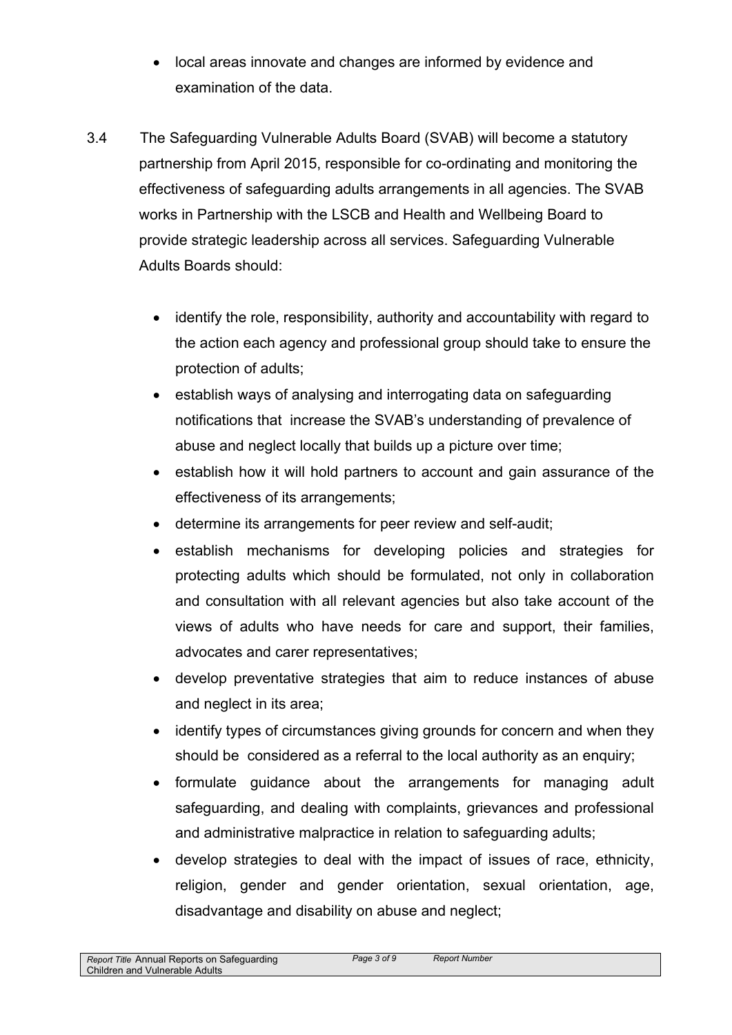- local areas innovate and changes are informed by evidence and examination of the data.

3.4 The Safeguarding Vulnerable Adults Board (SVAB) will become a statutory partnership from April 2015, responsible for co-ordinating and monitoring the effectiveness of safeguarding adults arrangements in all agencies. The SVAB works in Partnership with the LSCB and Health and Wellbeing Board to provide strategic leadership across all services. Safeguarding Vulnerable Adults Boards should:

- identify the role, responsibility, authority and accountability with regard to the action each agency and professional group should take to ensure the protection of adults;
- establish ways of analysing and interrogating data on safeguarding notifications that increase the SVAB's understanding of prevalence of abuse and neglect locally that builds up a picture over time;
- establish how it will hold partners to account and gain assurance of the effectiveness of its arrangements;
- determine its arrangements for peer review and self-audit;
- establish mechanisms for developing policies and strategies for protecting adults which should be formulated, not only in collaboration and consultation with all relevant agencies but also take account of the views of adults who have needs for care and support, their families, advocates and carer representatives;
- develop preventative strategies that aim to reduce instances of abuse and neglect in its area;
- identify types of circumstances giving grounds for concern and when they should be considered as a referral to the local authority as an enquiry;
- formulate guidance about the arrangements for managing adult safeguarding, and dealing with complaints, grievances and professional and administrative malpractice in relation to safeguarding adults;
- develop strategies to deal with the impact of issues of race, ethnicity, religion, gender and gender orientation, sexual orientation, age, disadvantage and disability on abuse and neglect;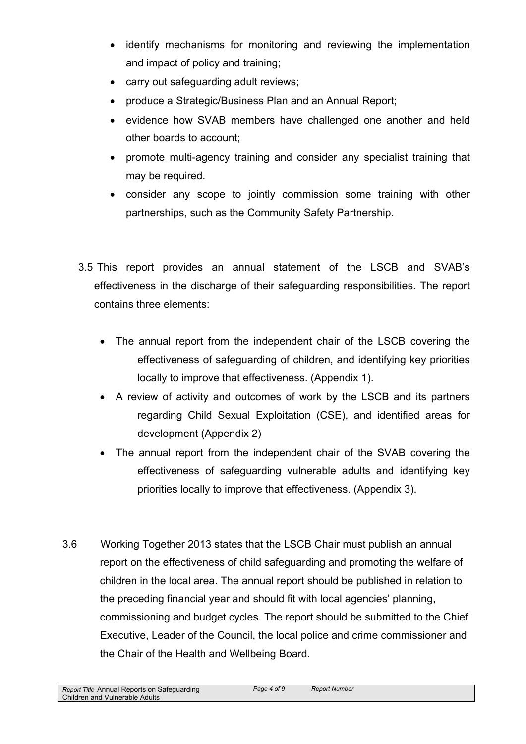- identify mechanisms for monitoring and reviewing the implementation and impact of policy and training;
- carry out safeguarding adult reviews;
- produce a Strategic/Business Plan and an Annual Report;
- evidence how SVAB members have challenged one another and held other boards to account;
- promote multi-agency training and consider any specialist training that may be required.
- consider any scope to jointly commission some training with other partnerships, such as the Community Safety Partnership.

3.5 This report provides an annual statement of the LSCB and SVAB's effectiveness in the discharge of their safeguarding responsibilities. The report contains three elements:

- The annual report from the independent chair of the LSCB covering the effectiveness of safeguarding of children, and identifying key priorities locally to improve that effectiveness. (Appendix 1).
- A review of activity and outcomes of work by the LSCB and its partners regarding Child Sexual Exploitation (CSE), and identified areas for development (Appendix 2)
- The annual report from the independent chair of the SVAB covering the effectiveness of safeguarding vulnerable adults and identifying key priorities locally to improve that effectiveness. (Appendix 3).

3.6 Working Together 2013 states that the LSCB Chair must publish an annual report on the effectiveness of child safeguarding and promoting the welfare of children in the local area. The annual report should be published in relation to the preceding financial year and should fit with local agencies' planning, commissioning and budget cycles. The report should be submitted to the Chief Executive, Leader of the Council, the local police and crime commissioner and the Chair of the Health and Wellbeing Board.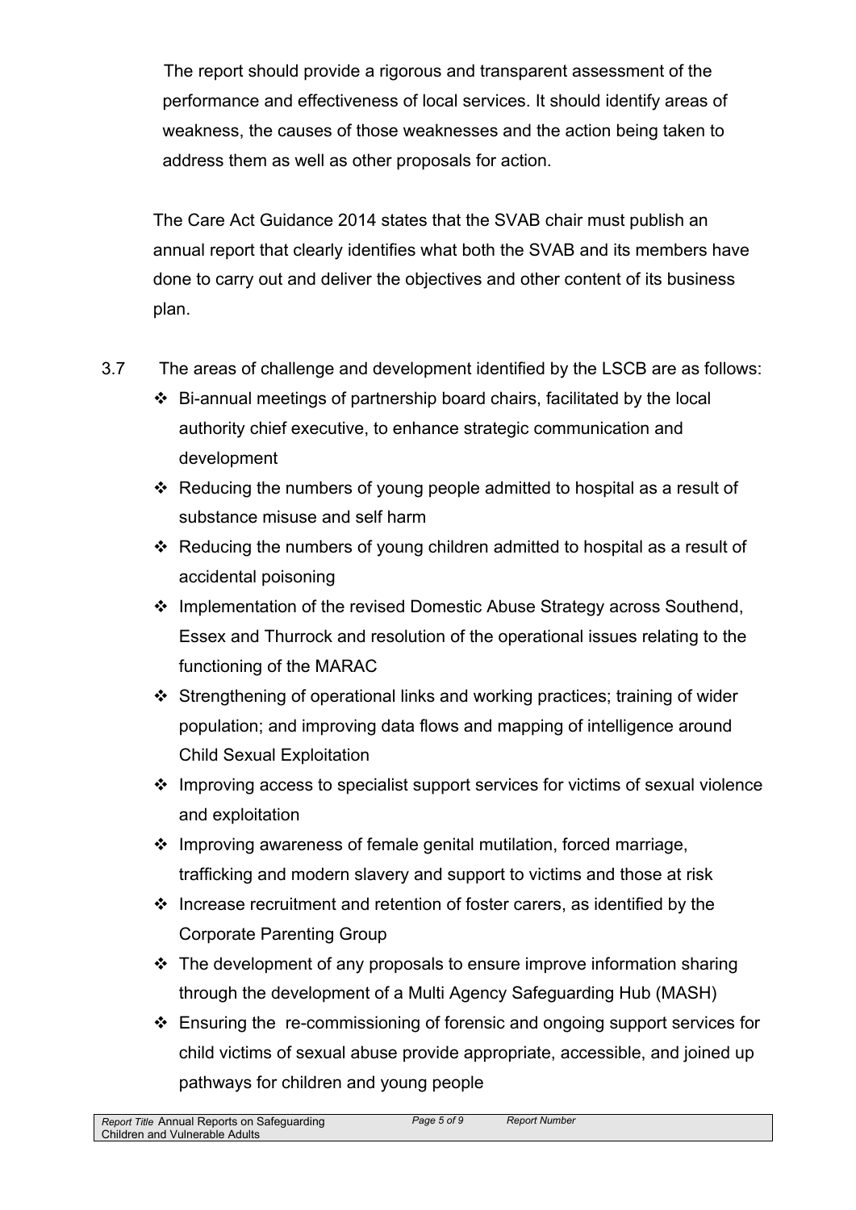The report should provide a rigorous and transparent assessment of the performance and effectiveness of local services. It should identify areas of weakness, the causes of those weaknesses and the action being taken to address them as well as other proposals for action.

The Care Act Guidance 2014 states that the SVAB chair must publish an annual report that clearly identifies what both the SVAB and its members have done to carry out and deliver the objectives and other content of its business plan.

3.7 The areas of challenge and development identified by the LSCB are as follows:

- Bi-annual meetings of partnership board chairs, facilitated by the local authority chief executive, to enhance strategic communication and development
- Reducing the numbers of young people admitted to hospital as a result of substance misuse and self harm
- Reducing the numbers of young children admitted to hospital as a result of accidental poisoning
- Implementation of the revised Domestic Abuse Strategy across Southend, Essex and Thurrock and resolution of the operational issues relating to the functioning of the MARAC
- Strengthening of operational links and working practices; training of wider population; and improving data flows and mapping of intelligence around Child Sexual Exploitation
- Improving access to specialist support services for victims of sexual violence and exploitation
- Improving awareness of female genital mutilation, forced marriage, trafficking and modern slavery and support to victims and those at risk
- Increase recruitment and retention of foster carers, as identified by the Corporate Parenting Group
- The development of any proposals to ensure improve information sharing through the development of a Multi Agency Safeguarding Hub (MASH)
- Ensuring the re-commissioning of forensic and ongoing support services for child victims of sexual abuse provide appropriate, accessible, and joined up pathways for children and young people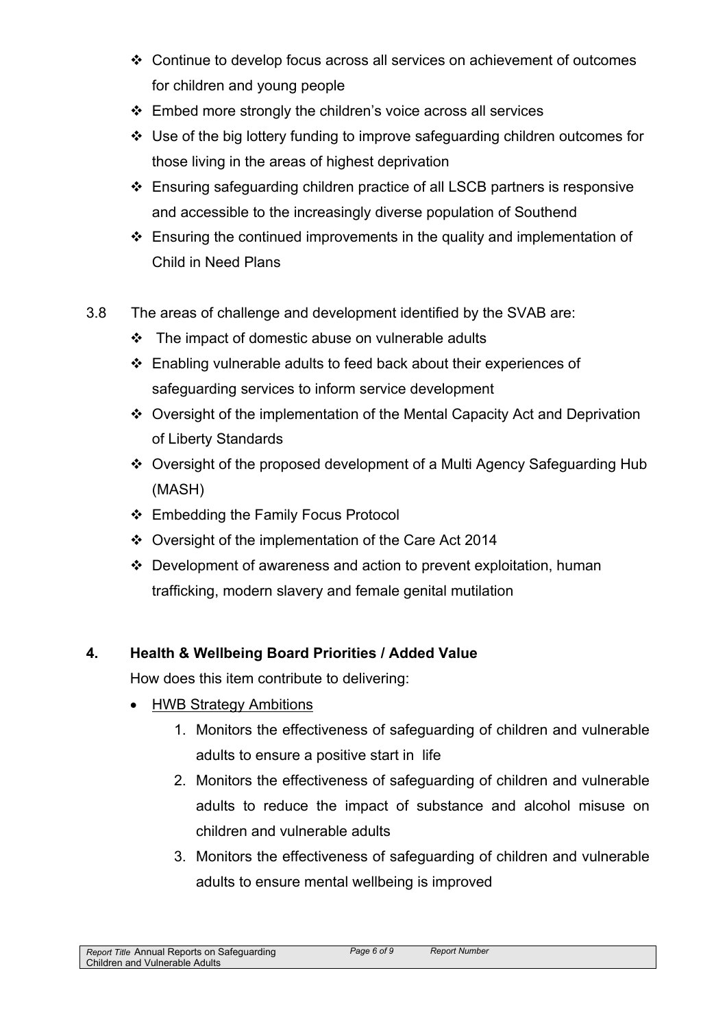- Continue to develop focus across all services on achievement of outcomes for children and young people
- Embed more strongly the children's voice across all services
- Use of the big lottery funding to improve safeguarding children outcomes for those living in the areas of highest deprivation
- Ensuring safeguarding children practice of all LSCB partners is responsive and accessible to the increasingly diverse population of Southend
- Ensuring the continued improvements in the quality and implementation of Child in Need Plans

3.8 The areas of challenge and development identified by the SVAB are:

- The impact of domestic abuse on vulnerable adults
- Enabling vulnerable adults to feed back about their experiences of safeguarding services to inform service development
- Oversight of the implementation of the Mental Capacity Act and Deprivation of Liberty Standards
- Oversight of the proposed development of a Multi Agency Safeguarding Hub (MASH)
- Embedding the Family Focus Protocol
- Oversight of the implementation of the Care Act 2014
- Development of awareness and action to prevent exploitation, human trafficking, modern slavery and female genital mutilation

## 4. Health & Wellbeing Board Priorities / Added Value

How does this item contribute to delivering:

- HWB Strategy Ambitions
    1. Monitors the effectiveness of safeguarding of children and vulnerable adults to ensure a positive start in life
    2. Monitors the effectiveness of safeguarding of children and vulnerable adults to reduce the impact of substance and alcohol misuse on children and vulnerable adults
    3. Monitors the effectiveness of safeguarding of children and vulnerable adults to ensure mental wellbeing is improved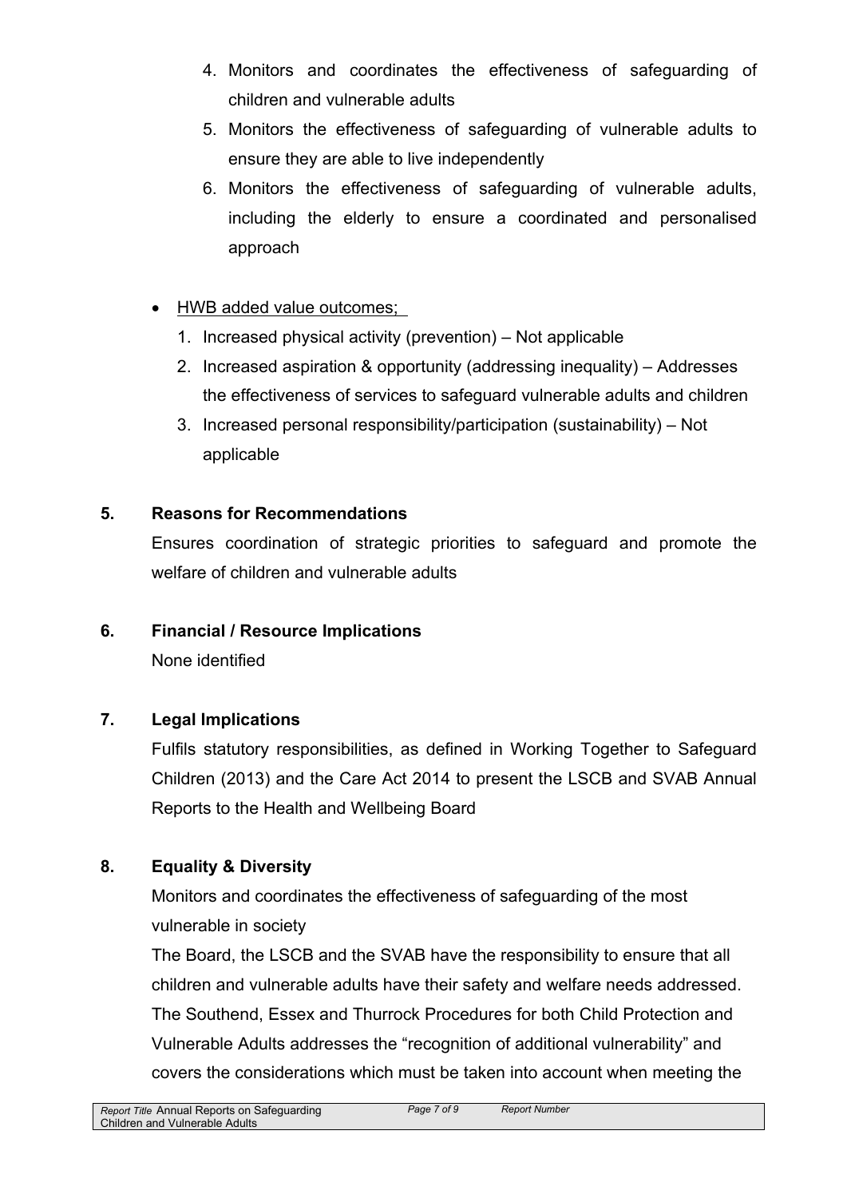4. Monitors and coordinates the effectiveness of safeguarding of children and vulnerable adults
5. Monitors the effectiveness of safeguarding of vulnerable adults to ensure they are able to live independently
6. Monitors the effectiveness of safeguarding of vulnerable adults, including the elderly to ensure a coordinated and personalised approach

- HWB added value outcomes;
  1. Increased physical activity (prevention) – Not applicable
  2. Increased aspiration & opportunity (addressing inequality) – Addresses the effectiveness of services to safeguard vulnerable adults and children
  3. Increased personal responsibility/participation (sustainability) – Not applicable

## 5. Reasons for Recommendations

Ensures coordination of strategic priorities to safeguard and promote the welfare of children and vulnerable adults

## 6. Financial / Resource Implications

None identified

## 7. Legal Implications

Fulfils statutory responsibilities, as defined in Working Together to Safeguard Children (2013) and the Care Act 2014 to present the LSCB and SVAB Annual Reports to the Health and Wellbeing Board

## 8. Equality & Diversity

Monitors and coordinates the effectiveness of safeguarding of the most vulnerable in society

The Board, the LSCB and the SVAB have the responsibility to ensure that all children and vulnerable adults have their safety and welfare needs addressed. The Southend, Essex and Thurrock Procedures for both Child Protection and Vulnerable Adults addresses the "recognition of additional vulnerability" and covers the considerations which must be taken into account when meeting the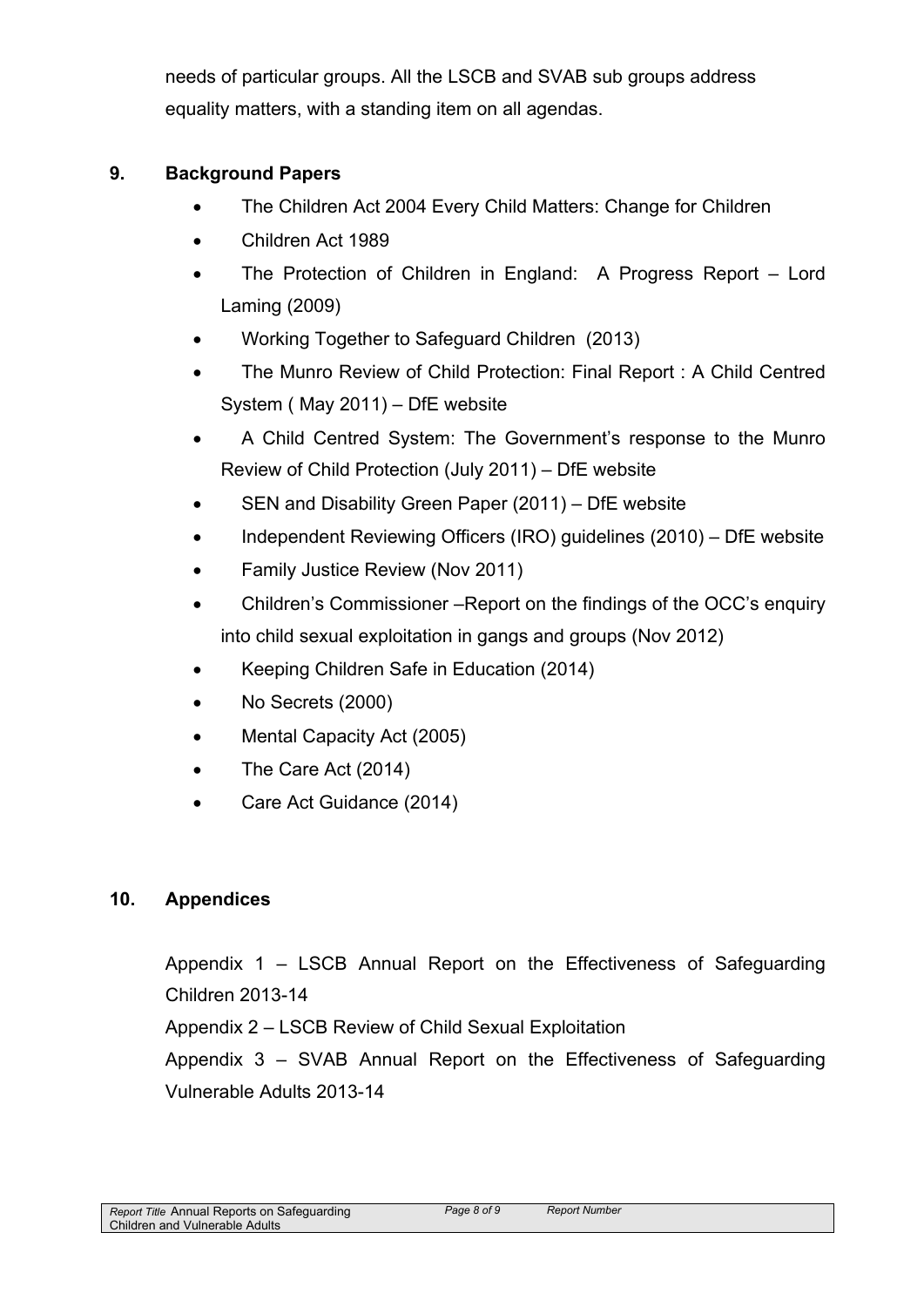needs of particular groups. All the LSCB and SVAB sub groups address equality matters, with a standing item on all agendas.

## 9. Background Papers

- The Children Act 2004 Every Child Matters: Change for Children
- Children Act 1989
- The Protection of Children in England: A Progress Report – Lord Laming (2009)
- Working Together to Safeguard Children (2013)
- The Munro Review of Child Protection: Final Report : A Child Centred System ( May 2011) – DfE website
- A Child Centred System: The Government's response to the Munro Review of Child Protection (July 2011) – DfE website
- SEN and Disability Green Paper (2011) – DfE website
- Independent Reviewing Officers (IRO) guidelines (2010) – DfE website
- Family Justice Review (Nov 2011)
- Children's Commissioner –Report on the findings of the OCC's enquiry into child sexual exploitation in gangs and groups (Nov 2012)
- Keeping Children Safe in Education (2014)
- No Secrets (2000)
- Mental Capacity Act (2005)
- The Care Act (2014)
- Care Act Guidance (2014)

## 10. Appendices

Appendix 1 – LSCB Annual Report on the Effectiveness of Safeguarding Children 2013-14

Appendix 2 – LSCB Review of Child Sexual Exploitation

Appendix 3 – SVAB Annual Report on the Effectiveness of Safeguarding Vulnerable Adults 2013-14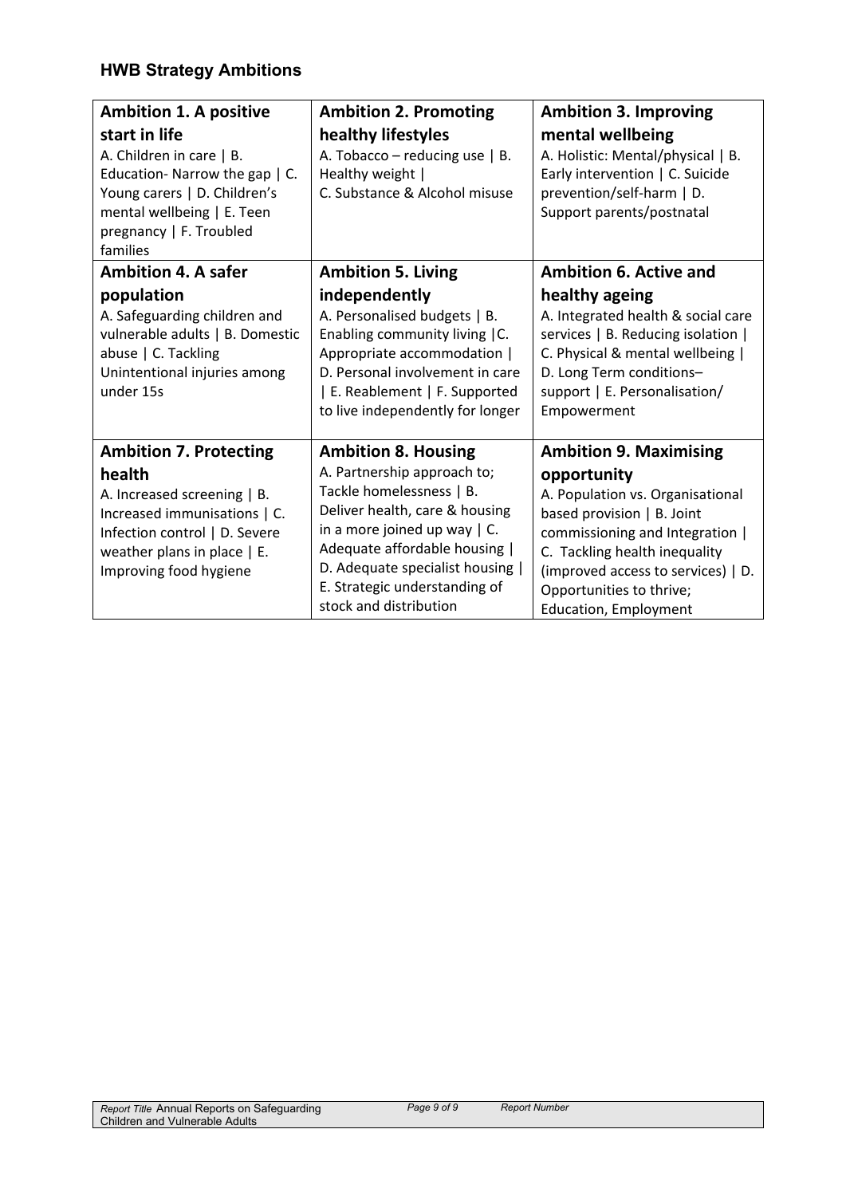## HWB Strategy Ambitions

| | | |
|---|---|---|
| **Ambition 1. A positive start in life**<br>A. Children in care \| B. Education- Narrow the gap \| C. Young carers \| D. Children's mental wellbeing \| E. Teen pregnancy \| F. Troubled families | **Ambition 2. Promoting healthy lifestyles**<br>A. Tobacco – reducing use \| B. Healthy weight \|<br>C. Substance & Alcohol misuse | **Ambition 3. Improving mental wellbeing**<br>A. Holistic: Mental/physical \| B. Early intervention \| C. Suicide prevention/self-harm \| D. Support parents/postnatal |
| **Ambition 4. A safer population**<br>A. Safeguarding children and vulnerable adults \| B. Domestic abuse \| C. Tackling Unintentional injuries among under 15s | **Ambition 5. Living independently**<br>A. Personalised budgets \| B. Enabling community living \|C. Appropriate accommodation \| D. Personal involvement in care \| E. Reablement \| F. Supported to live independently for longer | **Ambition 6. Active and healthy ageing**<br>A. Integrated health & social care services \| B. Reducing isolation \| C. Physical & mental wellbeing \| D. Long Term conditions– support \| E. Personalisation/ Empowerment |
| **Ambition 7. Protecting health**<br>A. Increased screening \| B. Increased immunisations \| C. Infection control \| D. Severe weather plans in place \| E. Improving food hygiene | **Ambition 8. Housing**<br>A. Partnership approach to; Tackle homelessness \| B. Deliver health, care & housing in a more joined up way \| C. Adequate affordable housing \| D. Adequate specialist housing \| E. Strategic understanding of stock and distribution | **Ambition 9. Maximising opportunity**<br>A. Population vs. Organisational based provision \| B. Joint commissioning and Integration \| C. Tackling health inequality (improved access to services) \| D. Opportunities to thrive; Education, Employment |